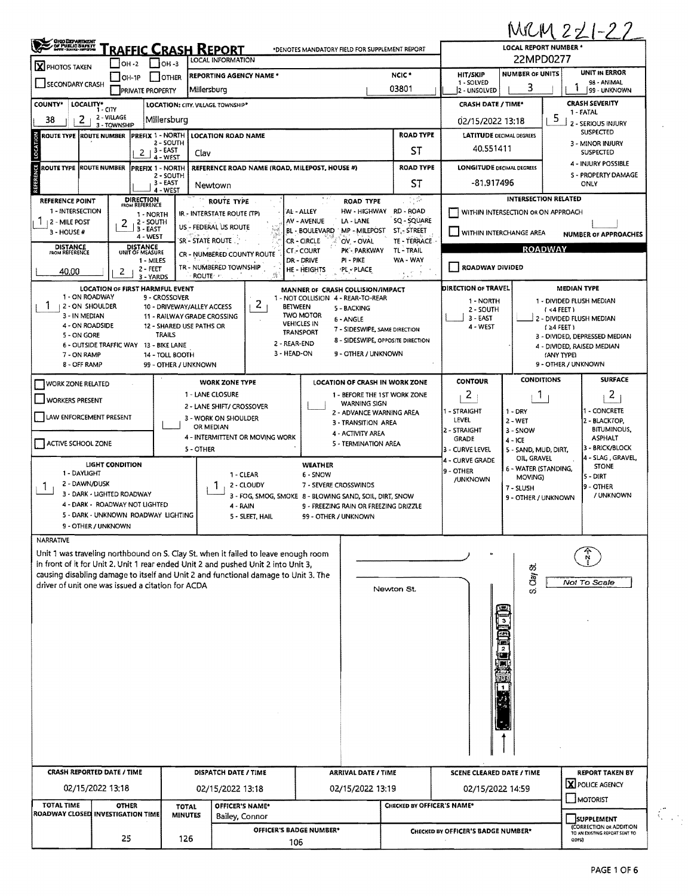MRM 221-22

# TRAFFIC CRASH REPORT

*DENOTES MANDATORY FIELD FOR SUPPLEMENT REPORT

LOCAL REPORT NUMBER *: 22MPD0277

| | |
|---|---|
| [X] PHOTOS TAKEN | [ ] OH-2 [ ] OH-3 [ ] OH-1P [ ] OTHER |
| [ ] SECONDARY CRASH | [ ] PRIVATE PROPERTY |

LOCAL INFORMATION

| REPORTING AGENCY NAME * | NCIC * | HIT/SKIP | NUMBER OF UNITS | UNIT IN ERROR |
|---|---|---|---|---|
| Millersburg | 03801 | 2 (1 - SOLVED, 2 - UNSOLVED) | 3 | 1 (98 - ANIMAL, 99 - UNKNOWN) |

| COUNTY* | LOCALITY* (1 - CITY, 2 - VILLAGE, 3 - TOWNSHIP) | LOCATION: CITY, VILLAGE, TOWNSHIP* | CRASH DATE / TIME* | CRASH SEVERITY |
|---|---|---|---|---|
| 38 | 2 | Millersburg | 02/15/2022 13:18 | 5 |

CRASH SEVERITY: 1 - FATAL, 2 - SERIOUS INJURY SUSPECTED, 3 - MINOR INJURY SUSPECTED, 4 - INJURY POSSIBLE, 5 - PROPERTY DAMAGE ONLY

## LOCATION

| ROUTE TYPE | ROUTE NUMBER | PREFIX (1 - NORTH, 2 - SOUTH, 3 - EAST, 4 - WEST) | LOCATION ROAD NAME | ROAD TYPE | LATITUDE DECIMAL DEGREES |
|---|---|---|---|---|---|
| | | 2 | Clay | ST | 40.551411 |

## REFERENCE

| ROUTE TYPE | ROUTE NUMBER | PREFIX (1 - NORTH, 2 - SOUTH, 3 - EAST, 4 - WEST) | REFERENCE ROAD NAME (ROAD, MILEPOST, HOUSE #) | ROAD TYPE | LONGITUDE DECIMAL DEGREES |
|---|---|---|---|---|---|
| | | | Newtown | ST | -81.917496 |

| REFERENCE POINT | DIRECTION FROM REFERENCE | DISTANCE FROM REFERENCE | DISTANCE UNIT OF MEASURE |
|---|---|---|---|
| 1 | 2 | 40.00 | 2 |

REFERENCE POINT: 1 - INTERSECTION, 2 - MILE POST, 3 - HOUSE #
DIRECTION FROM REFERENCE: 1 - NORTH, 2 - SOUTH, 3 - EAST, 4 - WEST
DISTANCE UNIT OF MEASURE: 1 - MILES, 2 - FEET, 3 - YARDS

ROUTE TYPE: IR - INTERSTATE ROUTE (TP), US - FEDERAL US ROUTE, SR - STATE ROUTE, CR - NUMBERED COUNTY ROUTE, TR - NUMBERED TOWNSHIP ROUTE

ROAD TYPE: AL - ALLEY, AV - AVENUE, BL - BOULEVARD, CR - CIRCLE, CT - COURT, DR - DRIVE, HE - HEIGHTS, HW - HIGHWAY, LA - LANE, MP - MILEPOST, OV - OVAL, PK - PARKWAY, PI - PIKE, PL - PLACE, RD - ROAD, SQ - SQUARE, ST - STREET, TE - TERRACE, TL - TRAIL, WA - WAY

INTERSECTION RELATED
- [ ] WITHIN INTERSECTION OR ON APPROACH
- [ ] WITHIN INTERCHANGE AREA
- NUMBER OF APPROACHES:

ROADWAY
- [ ] ROADWAY DIVIDED

| LOCATION OF FIRST HARMFUL EVENT | MANNER OF CRASH COLLISION/IMPACT | DIRECTION OF TRAVEL | MEDIAN TYPE |
|---|---|---|---|
| 1 | 2 | | |

LOCATION OF FIRST HARMFUL EVENT: 1 - ON ROADWAY, 2 - ON SHOULDER, 3 - IN MEDIAN, 4 - ON ROADSIDE, 5 - ON GORE, 6 - OUTSIDE TRAFFIC WAY, 7 - ON RAMP, 8 - OFF RAMP, 9 - CROSSOVER, 10 - DRIVEWAY/ALLEY ACCESS, 11 - RAILWAY GRADE CROSSING, 12 - SHARED USE PATHS OR TRAILS, 13 - BIKE LANE, 14 - TOLL BOOTH, 99 - OTHER / UNKNOWN

MANNER OF CRASH COLLISION/IMPACT: 1 - NOT COLLISION BETWEEN TWO MOTOR VEHICLES IN TRANSPORT, 2 - REAR-END, 3 - HEAD-ON, 4 - REAR-TO-REAR, 5 - BACKING, 6 - ANGLE, 7 - SIDESWIPE, SAME DIRECTION, 8 - SIDESWIPE, OPPOSITE DIRECTION, 9 - OTHER / UNKNOWN

DIRECTION OF TRAVEL: 1 - NORTH, 2 - SOUTH, 3 - EAST, 4 - WEST

MEDIAN TYPE: 1 - DIVIDED FLUSH MEDIAN (<4 FEET), 2 - DIVIDED FLUSH MEDIAN (≥4 FEET), 3 - DIVIDED, DEPRESSED MEDIAN, 4 - DIVIDED, RAISED MEDIAN (ANY TYPE), 9 - OTHER / UNKNOWN

- [ ] WORK ZONE RELATED
- [ ] WORKERS PRESENT
- [ ] LAW ENFORCEMENT PRESENT
- [ ] ACTIVE SCHOOL ZONE

WORK ZONE TYPE: 1 - LANE CLOSURE, 2 - LANE SHIFT/ CROSSOVER, 3 - WORK ON SHOULDER OR MEDIAN, 4 - INTERMITTENT OR MOVING WORK, 5 - OTHER

LOCATION OF CRASH IN WORK ZONE: 1 - BEFORE THE 1ST WORK ZONE WARNING SIGN, 2 - ADVANCE WARNING AREA, 3 - TRANSITION AREA, 4 - ACTIVITY AREA, 5 - TERMINATION AREA

| CONTOUR | CONDITIONS | SURFACE |
|---|---|---|
| 2 | 1 | 2 |

CONTOUR: 1 - STRAIGHT LEVEL, 2 - STRAIGHT GRADE, 3 - CURVE LEVEL, 4 - CURVE GRADE, 9 - OTHER /UNKNOWN

CONDITIONS: 1 - DRY, 2 - WET, 3 - SNOW, 4 - ICE, 5 - SAND, MUD, DIRT, OIL, GRAVEL, 6 - WATER (STANDING, MOVING), 7 - SLUSH, 9 - OTHER / UNKNOWN

SURFACE: 1 - CONCRETE, 2 - BLACKTOP, BITUMINOUS, ASPHALT, 3 - BRICK/BLOCK, 4 - SLAG, GRAVEL, STONE, 5 - DIRT, 9 - OTHER / UNKNOWN

| LIGHT CONDITION | WEATHER |
|---|---|
| 1 | 1 |

LIGHT CONDITION: 1 - DAYLIGHT, 2 - DAWN/DUSK, 3 - DARK - LIGHTED ROADWAY, 4 - DARK - ROADWAY NOT LIGHTED, 5 - DARK - UNKNOWN ROADWAY LIGHTING, 9 - OTHER / UNKNOWN

WEATHER: 1 - CLEAR, 2 - CLOUDY, 3 - FOG, SMOG, SMOKE, 4 - RAIN, 5 - SLEET, HAIL, 6 - SNOW, 7 - SEVERE CROSSWINDS, 8 - BLOWING SAND, SOIL, DIRT, SNOW, 9 - FREEZING RAIN OR FREEZING DRIZZLE, 99 - OTHER / UNKNOWN

## NARRATIVE

Unit 1 was traveling northbound on S. Clay St. when it failed to leave enough room in front of it for Unit 2. Unit 1 rear ended Unit 2 and pushed Unit 2 into Unit 3, causing disabling damage to itself and Unit 2 and functional damage to Unit 3. The driver of unit one was issued a citation for ACDA

(Diagram labels: Newton St., S. Clay St., N, Not To Scale, units 1, 2, 3)

| CRASH REPORTED DATE / TIME | DISPATCH DATE / TIME | ARRIVAL DATE / TIME | SCENE CLEARED DATE / TIME | REPORT TAKEN BY |
|---|---|---|---|---|
| 02/15/2022 13:18 | 02/15/2022 13:18 | 02/15/2022 13:19 | 02/15/2022 14:59 | [X] POLICE AGENCY [ ] MOTORIST |

| TOTAL TIME ROADWAY CLOSED | OTHER INVESTIGATION TIME | TOTAL MINUTES | OFFICER'S NAME* | CHECKED BY OFFICER'S NAME* |
|---|---|---|---|---|
| | 25 | 126 | Bailey, Connor | |

| OFFICER'S BADGE NUMBER* | CHECKED BY OFFICER'S BADGE NUMBER* |
|---|---|
| 106 | |

[ ] SUPPLEMENT (CORRECTION OR ADDITION TO AN EXISTING REPORT SENT TO ODPS)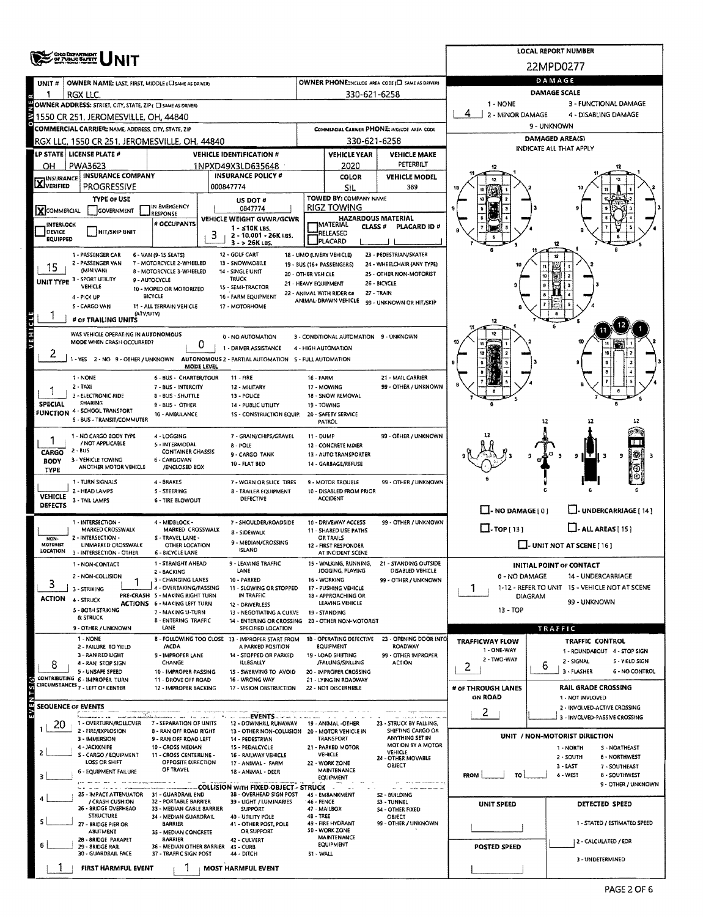# UNIT

**LOCAL REPORT NUMBER:** 22MPD0277

| UNIT # | OWNER NAME: LAST, FIRST, MIDDLE | OWNER PHONE |
|---|---|---|
| 1 | RGX LLC. | 330-621-6258 |

**OWNER ADDRESS:** 1550 CR 251, JEROMESVILLE, OH, 44840

**COMMERCIAL CARRIER:** RGX LLC, 1550 CR 251, JEROMESVILLE, OH, 44840 — **COMMERCIAL CARRIER PHONE:** 330-621-6258

| LP STATE | LICENSE PLATE # | VEHICLE IDENTIFICATION # | VEHICLE YEAR | VEHICLE MAKE |
|---|---|---|---|---|
| OH | PWA3623 | 1NPXD49X3LD635648 | 2020 | PETERBILT |

| INSURANCE | INSURANCE COMPANY | INSURANCE POLICY # | COLOR | VEHICLE MODEL |
|---|---|---|---|---|
| X VERIFIED | PROGRESSIVE | 000847774 | SIL | 389 |

- **TYPE OF USE:** X COMMERCIAL
- **US DOT #:** 0847774
- **TOWED BY: COMPANY NAME:** RIGZ TOWING
- **VEHICLE WEIGHT GVWR/GCWR:** 3 (> 26K LBS.)
- **HAZARDOUS MATERIAL:** (none marked)
- **UNIT TYPE:** 15 (SEMI-TRACTOR)
- **# OF TRAILING UNITS:** 1
- **WAS VEHICLE OPERATING IN AUTONOMOUS MODE WHEN CRASH OCCURRED?** 2 (NO)
- **AUTONOMOUS MODE LEVEL:** 0 (NO AUTOMATION)
- **SPECIAL FUNCTION:** 1 (NONE)
- **CARGO BODY TYPE:** 1 (NO CARGO BODY TYPE / NOT APPLICABLE)
- **VEHICLE DEFECTS:** (none)
- **NON-MOTORIST LOCATION:** (none)
- **ACTION:** 3 (STRIKING)
- **PRE-CRASH ACTIONS:** 1 (STRAIGHT AHEAD)
- **CONTRIBUTING CIRCUMSTANCES:** 8 (RAN STOP SIGN)

## DAMAGE

- **DAMAGE SCALE:** 4 (DISABLING DAMAGE)
- **DAMAGED AREA(S):** 11, 12, 1
- **INITIAL POINT OF CONTACT:** 1

## SEQUENCE OF EVENTS

1. 20 (MOTOR VEHICLE IN TRANSPORT)

- **FIRST HARMFUL EVENT:** 1
- **MOST HARMFUL EVENT:** 1

## TRAFFIC

- **TRAFFICWAY FLOW:** 2 (TWO-WAY)
- **TRAFFIC CONTROL:** 6 (NO CONTROL)
- **# OF THROUGH LANES ON ROAD:** 2
- **RAIL GRADE CROSSING:** (none)
- **UNIT / NON-MOTORIST DIRECTION:** FROM — TO — (blank)
- **UNIT SPEED:** (blank)
- **POSTED SPEED:** (blank)
- **DETECTED SPEED:** (blank)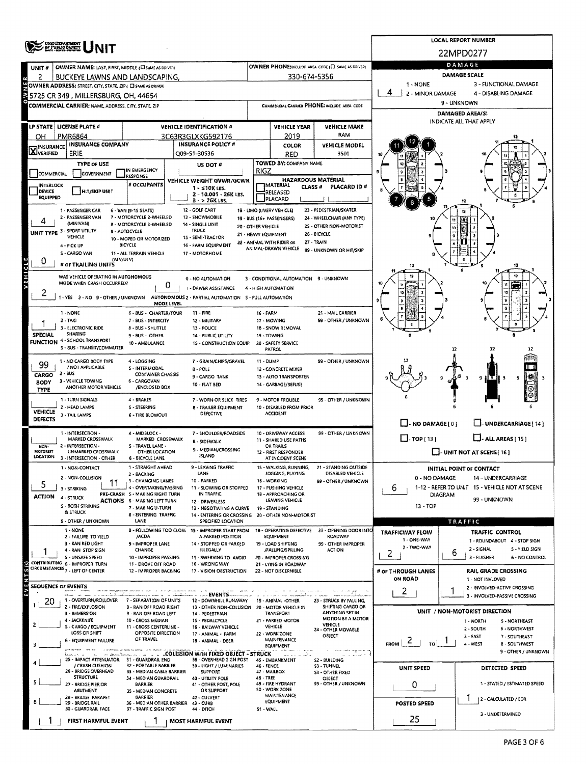# OHIO DEPARTMENT OF PUBLIC SAFETY UNIT

**LOCAL REPORT NUMBER:** 22MPD0277

| UNIT # | OWNER NAME: LAST, FIRST, MIDDLE (☐ SAME AS DRIVER) | OWNER PHONE: INCLUDE AREA CODE (☐ SAME AS DRIVER) |
|---|---|---|
| 2 | BUCKEYE LAWNS AND LANDSCAPING, | 330-674-5356 |

**OWNER ADDRESS:** STREET, CITY, STATE, ZIP (☐ SAME AS DRIVER)
5725 CR 349 , MILLERSBURG, OH, 44654

**COMMERCIAL CARRIER:** NAME, ADDRESS, CITY, STATE, ZIP — **COMMERCIAL CARRIER PHONE:** INCLUDE AREA CODE

| LP STATE | LICENSE PLATE # | VEHICLE IDENTIFICATION # | VEHICLE YEAR | VEHICLE MAKE |
|---|---|---|---|---|
| OH | PMR6864 | 3C63R3GLXKG592176 | 2019 | RAM |

| INSURANCE | INSURANCE COMPANY | INSURANCE POLICY # | COLOR | VEHICLE MODEL |
|---|---|---|---|---|
| ☒ VERIFIED | ERIE | Q09-51-30536 | RED | 3500 |

**TYPE OF USE:** ☐ COMMERCIAL ☐ GOVERNMENT ☐ IN EMERGENCY RESPONSE
**US DOT #:**
**TOWED BY: COMPANY NAME:** RIGZ
☐ INTERLOCK DEVICE EQUIPPED ☐ HIT/SKIP UNIT
**# OCCUPANTS:**
**VEHICLE WEIGHT GVWR/GCWR:** 1 - ≤10K LBS. 2 - 10,001 - 26K LBS. 3 - > 26K LBS.
**HAZARDOUS MATERIAL:** ☐ MATERIAL RELEASED ☐ PLACARD — CLASS # — PLACARD ID #

**UNIT TYPE:** 4
1 - PASSENGER CAR; 2 - PASSENGER VAN (MINIVAN); 3 - SPORT UTILITY VEHICLE; 4 - PICK UP; 5 - CARGO VAN; 6 - VAN (9-15 SEATS); 7 - MOTORCYCLE 2-WHEELED; 8 - MOTORCYCLE 3-WHEELED; 9 - AUTOCYCLE; 10 - MOPED OR MOTORIZED BICYCLE; 11 - ALL TERRAIN VEHICLE (ATV/UTV); 12 - GOLF CART; 13 - SNOWMOBILE; 14 - SINGLE UNIT TRUCK; 15 - SEMI-TRACTOR; 16 - FARM EQUIPMENT; 17 - MOTORHOME; 18 - LIMO (LIVERY VEHICLE); 19 - BUS (16+ PASSENGERS); 20 - OTHER VEHICLE; 21 - HEAVY EQUIPMENT; 22 - ANIMAL WITH RIDER OR ANIMAL-DRAWN VEHICLE; 23 - PEDESTRIAN/SKATER; 24 - WHEELCHAIR (ANY TYPE); 25 - OTHER NON-MOTORIST; 26 - BICYCLE; 27 - TRAIN; 99 - UNKNOWN OR HIT/SKIP

**# OF TRAILING UNITS:** 0

**WAS VEHICLE OPERATING IN AUTONOMOUS MODE WHEN CRASH OCCURRED?** 2
1 - YES 2 - NO 9 - OTHER / UNKNOWN

**AUTONOMOUS MODE LEVEL:** 0
0 - NO AUTOMATION; 1 - DRIVER ASSISTANCE; 2 - PARTIAL AUTOMATION; 3 - CONDITIONAL AUTOMATION; 4 - HIGH AUTOMATION; 5 - FULL AUTOMATION; 9 - UNKNOWN

**SPECIAL FUNCTION:** 1
1 - NONE; 2 - TAXI; 3 - ELECTRONIC RIDE SHARING; 4 - SCHOOL TRANSPORT; 5 - BUS - TRANSIT/COMMUTER; 6 - BUS - CHARTER/TOUR; 7 - BUS - INTERCITY; 8 - BUS - SHUTTLE; 9 - BUS - OTHER; 10 - AMBULANCE; 11 - FIRE; 12 - MILITARY; 13 - POLICE; 14 - PUBLIC UTILITY; 15 - CONSTRUCTION EQUIP.; 16 - FARM; 17 - MOWING; 18 - SNOW REMOVAL; 19 - TOWING; 20 - SAFETY SERVICE PATROL; 21 - MAIL CARRIER; 99 - OTHER / UNKNOWN

**CARGO BODY TYPE:** 99
1 - NO CARGO BODY TYPE / NOT APPLICABLE; 2 - BUS; 3 - VEHICLE TOWING ANOTHER MOTOR VEHICLE; 4 - LOGGING; 5 - INTERMODAL CONTAINER CHASSIS; 6 - CARGOVAN /ENCLOSED BOX; 7 - GRAIN/CHIPS/GRAVEL; 8 - POLE; 9 - CARGO TANK; 10 - FLAT BED; 11 - DUMP; 12 - CONCRETE MIXER; 13 - AUTO TRANSPORTER; 14 - GARBAGE/REFUSE; 99 - OTHER / UNKNOWN

**VEHICLE DEFECTS:**
1 - TURN SIGNALS; 2 - HEAD LAMPS; 3 - TAIL LAMPS; 4 - BRAKES; 5 - STEERING; 6 - TIRE BLOWOUT; 7 - WORN OR SLICK TIRES; 8 - TRAILER EQUIPMENT DEFECTIVE; 9 - MOTOR TROUBLE; 10 - DISABLED FROM PRIOR ACCIDENT; 99 - OTHER / UNKNOWN

**NON-MOTORIST LOCATION:**
1 - INTERSECTION - MARKED CROSSWALK; 2 - INTERSECTION - UNMARKED CROSSWALK; 3 - INTERSECTION - OTHER; 4 - MIDBLOCK - MARKED CROSSWALK; 5 - TRAVEL LANE - OTHER LOCATION; 6 - BICYCLE LANE; 7 - SHOULDER/ROADSIDE; 8 - SIDEWALK; 9 - MEDIAN/CROSSING ISLAND; 10 - DRIVEWAY ACCESS; 11 - SHARED USE PATHS OR TRAILS; 12 - FIRST RESPONDER AT INCIDENT SCENE; 99 - OTHER / UNKNOWN

**ACTION:** 5 — **PRE-CRASH ACTIONS:** 11
1 - NON-CONTACT; 2 - NON-COLLISION; 3 - STRIKING; 4 - STRUCK; 5 - BOTH STRIKING & STRUCK; 9 - OTHER / UNKNOWN
1 - STRAIGHT AHEAD; 2 - BACKING; 3 - CHANGING LANES; 4 - OVERTAKING/PASSING; 5 - MAKING RIGHT TURN; 6 - MAKING LEFT TURN; 7 - MAKING U-TURN; 8 - ENTERING TRAFFIC LANE; 9 - LEAVING TRAFFIC LANE; 10 - PARKED; 11 - SLOWING OR STOPPED IN TRAFFIC; 12 - DRIVERLESS; 13 - NEGOTIATING A CURVE; 14 - ENTERING OR CROSSING SPECIFIED LOCATION; 15 - WALKING, RUNNING, JOGGING, PLAYING; 16 - WORKING; 17 - PUSHING VEHICLE; 18 - APPROACHING OR LEAVING VEHICLE; 19 - STANDING; 20 - OTHER NON-MOTORIST; 21 - STANDING OUTSIDE DISABLED VEHICLE; 99 - OTHER / UNKNOWN

**CONTRIBUTING CIRCUMSTANCES:** 1
1 - NONE; 2 - FAILURE TO YIELD; 3 - RAN RED LIGHT; 4 - RAN STOP SIGN; 5 - UNSAFE SPEED; 6 - IMPROPER TURN; 7 - LEFT OF CENTER; 8 - FOLLOWING TOO CLOSE /ACDA; 9 - IMPROPER LANE CHANGE; 10 - IMPROPER PASSING; 11 - DROVE OFF ROAD; 12 - IMPROPER BACKING; 13 - IMPROPER START FROM A PARKED POSITION; 14 - STOPPED OR PARKED ILLEGALLY; 15 - SWERVING TO AVOID; 16 - WRONG WAY; 17 - VISION OBSTRUCTION; 18 - OPERATING DEFECTIVE EQUIPMENT; 19 - LOAD SHIFTING /FALLING/SPILLING; 20 - IMPROPER CROSSING; 21 - LYING IN ROADWAY; 22 - NOT DISCERNIBLE; 23 - OPENING DOOR INTO ROADWAY; 99 - OTHER IMPROPER ACTION

## SEQUENCE OF EVENTS

1: 20
2:
3:
4:
5:
6:

**EVENTS:** 1 - OVERTURN/ROLLOVER; 2 - FIRE/EXPLOSION; 3 - IMMERSION; 4 - JACKKNIFE; 5 - CARGO / EQUIPMENT LOSS OR SHIFT; 6 - EQUIPMENT FAILURE; 7 - SEPARATION OF UNITS; 8 - RAN OFF ROAD RIGHT; 9 - RAN OFF ROAD LEFT; 10 - CROSS MEDIAN; 11 - CROSS CENTERLINE - OPPOSITE DIRECTION OF TRAVEL; 12 - DOWNHILL RUNAWAY; 13 - OTHER NON-COLLISION; 14 - PEDESTRIAN; 15 - PEDALCYCLE; 16 - RAILWAY VEHICLE; 17 - ANIMAL - FARM; 18 - ANIMAL - DEER; 19 - ANIMAL -OTHER; 20 - MOTOR VEHICLE IN TRANSPORT; 21 - PARKED MOTOR VEHICLE; 22 - WORK ZONE MAINTENANCE EQUIPMENT; 23 - STRUCK BY FALLING, SHIFTING CARGO OR ANYTHING SET IN MOTION BY A MOTOR VEHICLE; 24 - OTHER MOVABLE OBJECT

**COLLISION WITH FIXED OBJECT - STRUCK:** 25 - IMPACT ATTENUATOR / CRASH CUSHION; 26 - BRIDGE OVERHEAD STRUCTURE; 27 - BRIDGE PIER OR ABUTMENT; 28 - BRIDGE PARAPET; 29 - BRIDGE RAIL; 30 - GUARDRAIL FACE; 31 - GUARDRAIL END; 32 - PORTABLE BARRIER; 33 - MEDIAN CABLE BARRIER; 34 - MEDIAN GUARDRAIL BARRIER; 35 - MEDIAN CONCRETE BARRIER; 36 - MEDIAN OTHER BARRIER; 37 - TRAFFIC SIGN POST; 38 - OVERHEAD SIGN POST; 39 - LIGHT / LUMINARIES SUPPORT; 40 - UTILITY POLE; 41 - OTHER POST, POLE OR SUPPORT; 42 - CULVERT; 43 - CURB; 44 - DITCH; 45 - EMBANKMENT; 46 - FENCE; 47 - MAILBOX; 48 - TREE; 49 - FIRE HYDRANT; 50 - WORK ZONE MAINTENANCE EQUIPMENT; 51 - WALL; 52 - BUILDING; 53 - TUNNEL; 54 - OTHER FIXED OBJECT; 99 - OTHER / UNKNOWN

**FIRST HARMFUL EVENT:** 1 — **MOST HARMFUL EVENT:** 1

## DAMAGE

**DAMAGE SCALE:** 4
1 - NONE; 2 - MINOR DAMAGE; 3 - FUNCTIONAL DAMAGE; 4 - DISABLING DAMAGE; 9 - UNKNOWN

**DAMAGED AREA(S)** — INDICATE ALL THAT APPLY: 12, 11, 1, 7, 6, 5

☐ NO DAMAGE [0] ☐ UNDERCARRIAGE [14] ☐ TOP [13] ☐ ALL AREAS [15] ☐ UNIT NOT AT SCENE [16]

**INITIAL POINT OF CONTACT:** 6
0 - NO DAMAGE; 1-12 - REFER TO UNIT DIAGRAM; 13 - TOP; 14 - UNDERCARRIAGE; 15 - VEHICLE NOT AT SCENE; 99 - UNKNOWN

## TRAFFIC

**TRAFFICWAY FLOW:** 2 (1 - ONE-WAY; 2 - TWO-WAY)
**TRAFFIC CONTROL:** 6 (1 - ROUNDABOUT; 2 - SIGNAL; 3 - FLASHER; 4 - STOP SIGN; 5 - YIELD SIGN; 6 - NO CONTROL)
**# OF THROUGH LANES ON ROAD:** 2
**RAIL GRADE CROSSING:** 1 (1 - NOT INVOLVED; 2 - INVOLVED-ACTIVE CROSSING; 3 - INVOLVED-PASSIVE CROSSING)

**UNIT / NON-MOTORIST DIRECTION:** FROM 2 TO 1
1 - NORTH; 2 - SOUTH; 3 - EAST; 4 - WEST; 5 - NORTHEAST; 6 - NORTHWEST; 7 - SOUTHEAST; 8 - SOUTHWEST; 9 - OTHER / UNKNOWN

**UNIT SPEED:** 0
**DETECTED SPEED:** 1 (1 - STATED / ESTIMATED SPEED; 2 - CALCULATED / EDR; 3 - UNDETERMINED)
**POSTED SPEED:** 25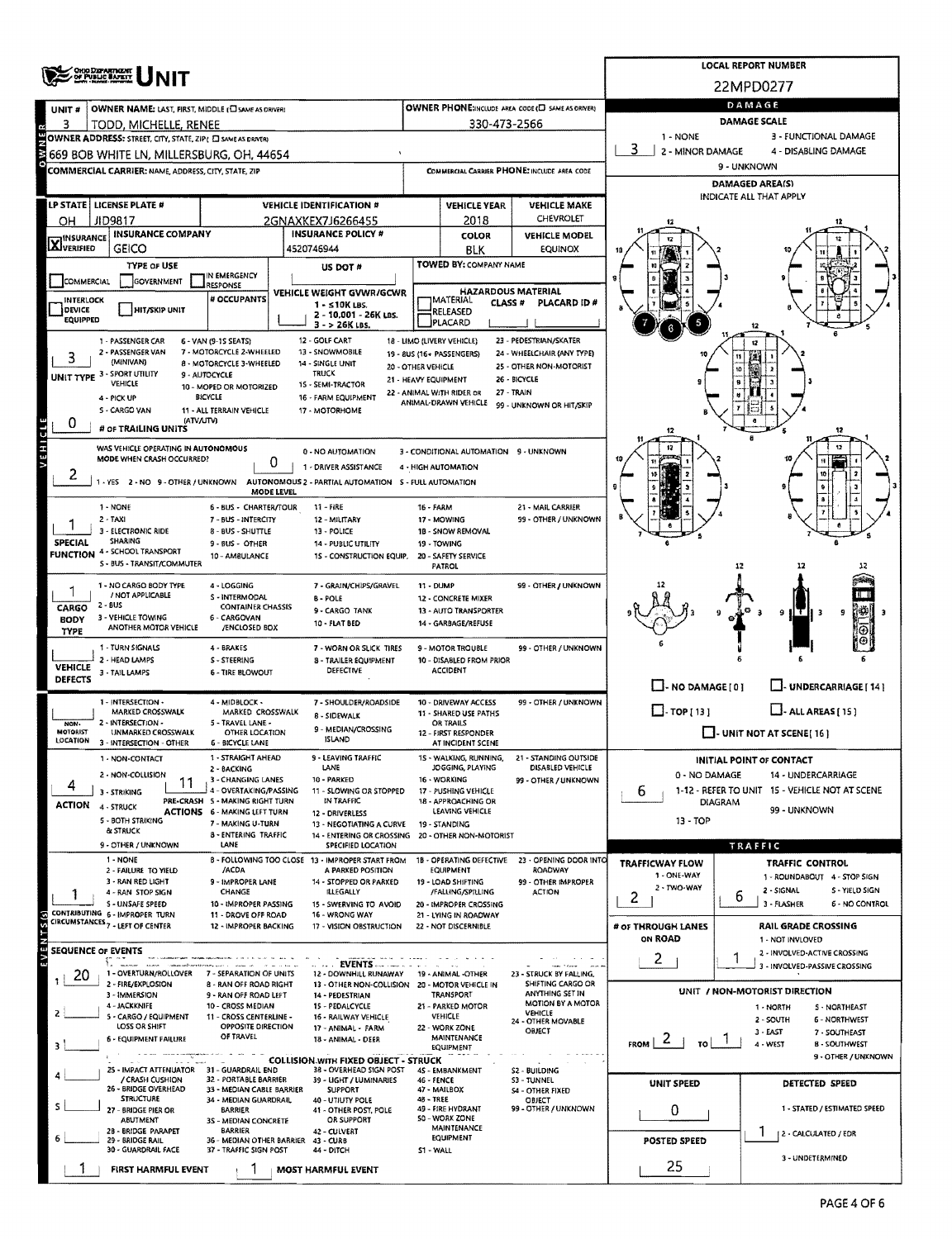# OHIO DEPARTMENT OF PUBLIC SAFETY UNIT

**LOCAL REPORT NUMBER:** 22MPD0277

| UNIT # | OWNER NAME: LAST, FIRST, MIDDLE (☐ SAME AS DRIVER) | OWNER PHONE: INCLUDE AREA CODE (☐ SAME AS DRIVER) |
|---|---|---|
| 3 | TODD, MICHELLE, RENEE | 330-473-2566 |

**OWNER ADDRESS:** STREET, CITY, STATE, ZIP (☐ SAME AS DRIVER)
669 BOB WHITE LN, MILLERSBURG, OH, 44654

**COMMERCIAL CARRIER:** NAME, ADDRESS, CITY, STATE, ZIP — **COMMERCIAL CARRIER PHONE:** INCLUDE AREA CODE

| LP STATE | LICENSE PLATE # | VEHICLE IDENTIFICATION # | VEHICLE YEAR | VEHICLE MAKE |
|---|---|---|---|---|
| OH | JID9817 | 2GNAXKEX7J6266455 | 2018 | CHEVROLET |

| INSURANCE | INSURANCE COMPANY | INSURANCE POLICY # | COLOR | VEHICLE MODEL |
|---|---|---|---|---|
| [X] VERIFIED | GEICO | 4520746944 | BLK | EQUINOX |

**TYPE OF USE:** ☐ COMMERCIAL ☐ GOVERNMENT ☐ IN EMERGENCY RESPONSE
**US DOT #:**
**TOWED BY:** COMPANY NAME
☐ INTERLOCK DEVICE EQUIPPED ☐ HIT/SKIP UNIT
**# OCCUPANTS:**
**VEHICLE WEIGHT GVWR/GCWR:** 1 - ≤10K LBS. 2 - 10,001 - 26K LBS. 3 - > 26K LBS.
**HAZARDOUS MATERIAL:** ☐ MATERIAL RELEASED ☐ PLACARD — CLASS # — PLACARD ID #

**UNIT TYPE:** 3
1 - PASSENGER CAR; 2 - PASSENGER VAN (MINIVAN); 3 - SPORT UTILITY VEHICLE; 4 - PICK UP; 5 - CARGO VAN; 6 - VAN (9-15 SEATS); 7 - MOTORCYCLE 2-WHEELED; 8 - MOTORCYCLE 3-WHEELED; 9 - AUTOCYCLE; 10 - MOPED OR MOTORIZED BICYCLE; 11 - ALL TERRAIN VEHICLE (ATV/UTV); 12 - GOLF CART; 13 - SNOWMOBILE; 14 - SINGLE UNIT TRUCK; 15 - SEMI-TRACTOR; 16 - FARM EQUIPMENT; 17 - MOTORHOME; 18 - LIMO (LIVERY VEHICLE); 19 - BUS (16+ PASSENGERS); 20 - OTHER VEHICLE; 21 - HEAVY EQUIPMENT; 22 - ANIMAL WITH RIDER OR ANIMAL-DRAWN VEHICLE; 23 - PEDESTRIAN/SKATER; 24 - WHEELCHAIR (ANY TYPE); 25 - OTHER NON-MOTORIST; 26 - BICYCLE; 27 - TRAIN; 99 - UNKNOWN OR HIT/SKIP

**# OF TRAILING UNITS:** 0

**WAS VEHICLE OPERATING IN AUTONOMOUS MODE WHEN CRASH OCCURRED?** 2 (1 - YES 2 - NO 9 - OTHER / UNKNOWN)
**AUTONOMOUS MODE LEVEL:** 0
0 - NO AUTOMATION; 1 - DRIVER ASSISTANCE; 2 - PARTIAL AUTOMATION; 3 - CONDITIONAL AUTOMATION; 4 - HIGH AUTOMATION; 5 - FULL AUTOMATION; 9 - UNKNOWN

**SPECIAL FUNCTION:** 1
1 - NONE; 2 - TAXI; 3 - ELECTRONIC RIDE SHARING; 4 - SCHOOL TRANSPORT; 5 - BUS - TRANSIT/COMMUTER; 6 - BUS - CHARTER/TOUR; 7 - BUS - INTERCITY; 8 - BUS - SHUTTLE; 9 - BUS - OTHER; 10 - AMBULANCE; 11 - FIRE; 12 - MILITARY; 13 - POLICE; 14 - PUBLIC UTILITY; 15 - CONSTRUCTION EQUIP.; 16 - FARM; 17 - MOWING; 18 - SNOW REMOVAL; 19 - TOWING; 20 - SAFETY SERVICE PATROL; 21 - MAIL CARRIER; 99 - OTHER / UNKNOWN

**CARGO BODY TYPE:** 1
1 - NO CARGO BODY TYPE / NOT APPLICABLE; 2 - BUS; 3 - VEHICLE TOWING ANOTHER MOTOR VEHICLE; 4 - LOGGING; 5 - INTERMODAL CONTAINER CHASSIS; 6 - CARGOVAN /ENCLOSED BOX; 7 - GRAIN/CHIPS/GRAVEL; 8 - POLE; 9 - CARGO TANK; 10 - FLAT BED; 11 - DUMP; 12 - CONCRETE MIXER; 13 - AUTO TRANSPORTER; 14 - GARBAGE/REFUSE; 99 - OTHER / UNKNOWN

**VEHICLE DEFECTS:**
1 - TURN SIGNALS; 2 - HEAD LAMPS; 3 - TAIL LAMPS; 4 - BRAKES; 5 - STEERING; 6 - TIRE BLOWOUT; 7 - WORN OR SLICK TIRES; 8 - TRAILER EQUIPMENT DEFECTIVE; 9 - MOTOR TROUBLE; 10 - DISABLED FROM PRIOR ACCIDENT; 99 - OTHER / UNKNOWN

**NON-MOTORIST LOCATION:**
1 - INTERSECTION - MARKED CROSSWALK; 2 - INTERSECTION - UNMARKED CROSSWALK; 3 - INTERSECTION - OTHER; 4 - MIDBLOCK - MARKED CROSSWALK; 5 - TRAVEL LANE - OTHER LOCATION; 6 - BICYCLE LANE; 7 - SHOULDER/ROADSIDE; 8 - SIDEWALK; 9 - MEDIAN/CROSSING ISLAND; 10 - DRIVEWAY ACCESS; 11 - SHARED USE PATHS OR TRAILS; 12 - FIRST RESPONDER AT INCIDENT SCENE; 99 - OTHER / UNKNOWN

**ACTION:** 4 **PRE-CRASH ACTIONS:** 11
1 - NON-CONTACT; 2 - NON-COLLISION; 3 - STRIKING; 4 - STRUCK; 5 - BOTH STRIKING & STRUCK; 9 - OTHER / UNKNOWN
1 - STRAIGHT AHEAD; 2 - BACKING; 3 - CHANGING LANES; 4 - OVERTAKING/PASSING; 5 - MAKING RIGHT TURN; 6 - MAKING LEFT TURN; 7 - MAKING U-TURN; 8 - ENTERING TRAFFIC LANE; 9 - LEAVING TRAFFIC LANE; 10 - PARKED; 11 - SLOWING OR STOPPED IN TRAFFIC; 12 - DRIVERLESS; 13 - NEGOTIATING A CURVE; 14 - ENTERING OR CROSSING SPECIFIED LOCATION; 15 - WALKING, RUNNING, JOGGING, PLAYING; 16 - WORKING; 17 - PUSHING VEHICLE; 18 - APPROACHING OR LEAVING VEHICLE; 19 - STANDING; 20 - OTHER NON-MOTORIST; 21 - STANDING OUTSIDE DISABLED VEHICLE; 99 - OTHER / UNKNOWN

**CONTRIBUTING CIRCUMSTANCES:** 1
1 - NONE; 2 - FAILURE TO YIELD; 3 - RAN RED LIGHT; 4 - RAN STOP SIGN; 5 - UNSAFE SPEED; 6 - IMPROPER TURN; 7 - LEFT OF CENTER; 8 - FOLLOWING TOO CLOSE /ACDA; 9 - IMPROPER LANE CHANGE; 10 - IMPROPER PASSING; 11 - DROVE OFF ROAD; 12 - IMPROPER BACKING; 13 - IMPROPER START FROM A PARKED POSITION; 14 - STOPPED OR PARKED ILLEGALLY; 15 - SWERVING TO AVOID; 16 - WRONG WAY; 17 - VISION OBSTRUCTION; 18 - OPERATING DEFECTIVE EQUIPMENT; 19 - LOAD SHIFTING /FALLING/SPILLING; 20 - IMPROPER CROSSING; 21 - LYING IN ROADWAY; 22 - NOT DISCERNIBLE; 23 - OPENING DOOR INTO ROADWAY; 99 - OTHER IMPROPER ACTION

**SEQUENCE OF EVENTS**

| # | Event |
|---|---|
| 1 | 20 |
| 2 | |
| 3 | |
| 4 | |
| 5 | |
| 6 | |

EVENTS: 1 - OVERTURN/ROLLOVER; 2 - FIRE/EXPLOSION; 3 - IMMERSION; 4 - JACKKNIFE; 5 - CARGO / EQUIPMENT LOSS OR SHIFT; 6 - EQUIPMENT FAILURE; 7 - SEPARATION OF UNITS; 8 - RAN OFF ROAD RIGHT; 9 - RAN OFF ROAD LEFT; 10 - CROSS MEDIAN; 11 - CROSS CENTERLINE - OPPOSITE DIRECTION OF TRAVEL; 12 - DOWNHILL RUNAWAY; 13 - OTHER NON-COLLISION; 14 - PEDESTRIAN; 15 - PEDALCYCLE; 16 - RAILWAY VEHICLE; 17 - ANIMAL - FARM; 18 - ANIMAL - DEER; 19 - ANIMAL -OTHER; 20 - MOTOR VEHICLE IN TRANSPORT; 21 - PARKED MOTOR VEHICLE; 22 - WORK ZONE MAINTENANCE EQUIPMENT; 23 - STRUCK BY FALLING, SHIFTING CARGO OR ANYTHING SET IN MOTION BY A MOTOR VEHICLE; 24 - OTHER MOVABLE OBJECT

COLLISION WITH FIXED OBJECT - STRUCK: 25 - IMPACT ATTENUATOR / CRASH CUSHION; 26 - BRIDGE OVERHEAD STRUCTURE; 27 - BRIDGE PIER OR ABUTMENT; 28 - BRIDGE PARAPET; 29 - BRIDGE RAIL; 30 - GUARDRAIL FACE; 31 - GUARDRAIL END; 32 - PORTABLE BARRIER; 33 - MEDIAN CABLE BARRIER; 34 - MEDIAN GUARDRAIL BARRIER; 35 - MEDIAN CONCRETE BARRIER; 36 - MEDIAN OTHER BARRIER; 37 - TRAFFIC SIGN POST; 38 - OVERHEAD SIGN POST; 39 - LIGHT / LUMINARIES SUPPORT; 40 - UTILITY POLE; 41 - OTHER POST, POLE OR SUPPORT; 42 - CULVERT; 43 - CURB; 44 - DITCH; 45 - EMBANKMENT; 46 - FENCE; 47 - MAILBOX; 48 - TREE; 49 - FIRE HYDRANT; 50 - WORK ZONE MAINTENANCE EQUIPMENT; 51 - WALL; 52 - BUILDING; 53 - TUNNEL; 54 - OTHER FIXED OBJECT; 99 - OTHER / UNKNOWN

**FIRST HARMFUL EVENT:** 1 **MOST HARMFUL EVENT:** 1

## DAMAGE

**DAMAGE SCALE:** 3
1 - NONE; 2 - MINOR DAMAGE; 3 - FUNCTIONAL DAMAGE; 4 - DISABLING DAMAGE; 9 - UNKNOWN

**DAMAGED AREA(S)** — INDICATE ALL THAT APPLY: 5, 6, 7

☐ - NO DAMAGE [0] ☐ - UNDERCARRIAGE [14] ☐ - TOP [13] ☐ - ALL AREAS [15] ☐ - UNIT NOT AT SCENE [16]

**INITIAL POINT OF CONTACT:** 6
0 - NO DAMAGE; 1-12 - REFER TO UNIT DIAGRAM; 13 - TOP; 14 - UNDERCARRIAGE; 15 - VEHICLE NOT AT SCENE; 99 - UNKNOWN

## TRAFFIC

**TRAFFICWAY FLOW:** 2 (1 - ONE-WAY; 2 - TWO-WAY)
**TRAFFIC CONTROL:** 6 (1 - ROUNDABOUT; 2 - SIGNAL; 3 - FLASHER; 4 - STOP SIGN; 5 - YIELD SIGN; 6 - NO CONTROL)
**# OF THROUGH LANES ON ROAD:** 2
**RAIL GRADE CROSSING:** 1 (1 - NOT INVOLVED; 2 - INVOLVED-ACTIVE CROSSING; 3 - INVOLVED-PASSIVE CROSSING)

**UNIT / NON-MOTORIST DIRECTION:** FROM 2 TO 1
1 - NORTH; 2 - SOUTH; 3 - EAST; 4 - WEST; 5 - NORTHEAST; 6 - NORTHWEST; 7 - SOUTHEAST; 8 - SOUTHWEST; 9 - OTHER / UNKNOWN

**UNIT SPEED:** 0
**POSTED SPEED:** 25
**DETECTED SPEED:** 1 (1 - STATED / ESTIMATED SPEED; 2 - CALCULATED / EDR; 3 - UNDETERMINED)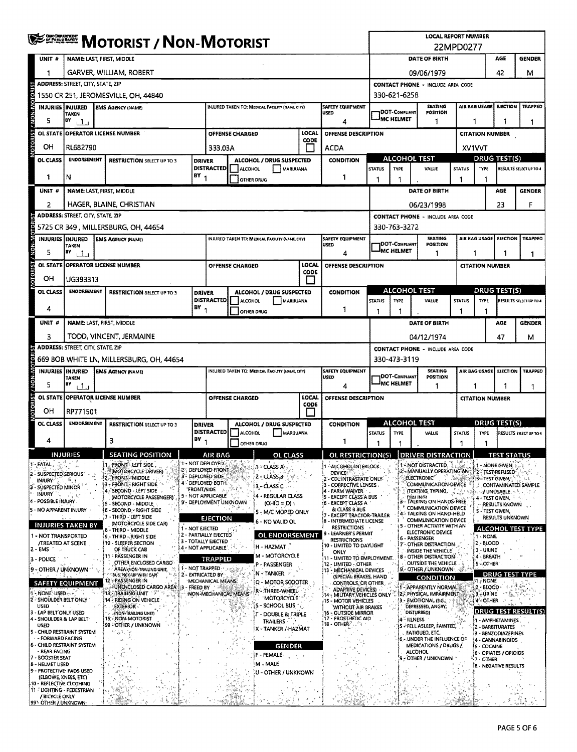# MOTORIST / NON-MOTORIST

**LOCAL REPORT NUMBER:** 22MPD0277

## Unit 1

| UNIT # | NAME: LAST, FIRST, MIDDLE | DATE OF BIRTH | AGE | GENDER |
|---|---|---|---|---|
| 1 | GARVER, WILLIAM, ROBERT | 09/06/1979 | 42 | M |

| ADDRESS: STREET, CITY, STATE, ZIP | CONTACT PHONE - INCLUDE AREA CODE |
|---|---|
| 1550 CR 251, JEROMESVILLE, OH, 44840 | 330-621-6258 |

| INJURIES | INJURED TAKEN BY | EMS AGENCY (NAME) | INJURED TAKEN TO: MEDICAL FACILITY (NAME, CITY) | SAFETY EQUIPMENT USED | DOT-COMPLIANT MC HELMET | SEATING POSITION | AIR BAG USAGE | EJECTION | TRAPPED |
|---|---|---|---|---|---|---|---|---|---|
| 5 | 1 | | | 4 | | 1 | 1 | 1 | 1 |

| OL STATE | OPERATOR LICENSE NUMBER | OFFENSE CHARGED | LOCAL CODE | OFFENSE DESCRIPTION | CITATION NUMBER |
|---|---|---|---|---|---|
| OH | RL682790 | 333.03A | | ACDA | XV1VVT |

| OL CLASS | ENDORSEMENT | RESTRICTION SELECT UP TO 3 | DRIVER DISTRACTED BY | ALCOHOL / DRUG SUSPECTED | CONDITION | ALCOHOL TEST STATUS | TYPE | VALUE | DRUG TEST(S) STATUS | TYPE | RESULTS SELECT UP TO 4 |
|---|---|---|---|---|---|---|---|---|---|---|---|
| 1 | N | | 1 | | 1 | 1 | 1 | . | 1 | 1 | |

## Unit 2

| UNIT # | NAME: LAST, FIRST, MIDDLE | DATE OF BIRTH | AGE | GENDER |
|---|---|---|---|---|
| 2 | HAGER, BLAINE, CHRISTIAN | 06/23/1998 | 23 | F |

| ADDRESS: STREET, CITY, STATE, ZIP | CONTACT PHONE - INCLUDE AREA CODE |
|---|---|
| 5725 CR 349, MILLERSBURG, OH, 44654 | 330-763-3272 |

| INJURIES | INJURED TAKEN BY | EMS AGENCY (NAME) | INJURED TAKEN TO: MEDICAL FACILITY (NAME, CITY) | SAFETY EQUIPMENT USED | DOT-COMPLIANT MC HELMET | SEATING POSITION | AIR BAG USAGE | EJECTION | TRAPPED |
|---|---|---|---|---|---|---|---|---|---|
| 5 | 1 | | | 4 | | 1 | 1 | 1 | 1 |

| OL STATE | OPERATOR LICENSE NUMBER | OFFENSE CHARGED | LOCAL CODE | OFFENSE DESCRIPTION | CITATION NUMBER |
|---|---|---|---|---|---|
| OH | UG393313 | | | | |

| OL CLASS | ENDORSEMENT | RESTRICTION SELECT UP TO 3 | DRIVER DISTRACTED BY | ALCOHOL / DRUG SUSPECTED | CONDITION | ALCOHOL TEST STATUS | TYPE | VALUE | DRUG TEST(S) STATUS | TYPE | RESULTS SELECT UP TO 4 |
|---|---|---|---|---|---|---|---|---|---|---|---|
| 4 | | | 1 | | 1 | 1 | 1 | . | 1 | 1 | |

## Unit 3

| UNIT # | NAME: LAST, FIRST, MIDDLE | DATE OF BIRTH | AGE | GENDER |
|---|---|---|---|---|
| 3 | TODD, VINCENT, JERMAINE | 04/12/1974 | 47 | M |

| ADDRESS: STREET, CITY, STATE, ZIP | CONTACT PHONE - INCLUDE AREA CODE |
|---|---|
| 669 BOB WHITE LN, MILLERSBURG, OH, 44654 | 330-473-3119 |

| INJURIES | INJURED TAKEN BY | EMS AGENCY (NAME) | INJURED TAKEN TO: MEDICAL FACILITY (NAME, CITY) | SAFETY EQUIPMENT USED | DOT-COMPLIANT MC HELMET | SEATING POSITION | AIR BAG USAGE | EJECTION | TRAPPED |
|---|---|---|---|---|---|---|---|---|---|
| 5 | 1 | | | 4 | | 1 | 1 | 1 | 1 |

| OL STATE | OPERATOR LICENSE NUMBER | OFFENSE CHARGED | LOCAL CODE | OFFENSE DESCRIPTION | CITATION NUMBER |
|---|---|---|---|---|---|
| OH | RP771501 | | | | |

| OL CLASS | ENDORSEMENT | RESTRICTION SELECT UP TO 3 | DRIVER DISTRACTED BY | ALCOHOL / DRUG SUSPECTED | CONDITION | ALCOHOL TEST STATUS | TYPE | VALUE | DRUG TEST(S) STATUS | TYPE | RESULTS SELECT UP TO 4 |
|---|---|---|---|---|---|---|---|---|---|---|---|
| 4 | | 3 | 1 | | 1 | 1 | 1 | . | 1 | 1 | |

## Codes

**INJURIES**
1 - FATAL
2 - SUSPECTED SERIOUS INJURY
3 - SUSPECTED MINOR INJURY
4 - POSSIBLE INJURY
5 - NO APPARENT INJURY

**INJURIES TAKEN BY**
1 - NOT TRANSPORTED /TREATED AT SCENE
2 - EMS
3 - POLICE
9 - OTHER / UNKNOWN

**SAFETY EQUIPMENT**
1 - NONE USED
2 - SHOULDER BELT ONLY USED
3 - LAP BELT ONLY USED
4 - SHOULDER & LAP BELT USED
5 - CHILD RESTRAINT SYSTEM - FORWARD FACING
6 - CHILD RESTRAINT SYSTEM - REAR FACING
7 - BOOSTER SEAT
8 - HELMET USED
9 - PROTECTIVE PADS USED (ELBOWS, KNEES, ETC)
10 - REFLECTIVE CLOTHING
11 - LIGHTING - PEDESTRIAN / BICYCLE ONLY
99 - OTHER / UNKNOWN

**SEATING POSITION**
1 - FRONT - LEFT SIDE (MOTORCYCLE DRIVER)
2 - FRONT - MIDDLE
3 - FRONT - RIGHT SIDE
4 - SECOND - LEFT SIDE (MOTORCYCLE PASSENGER)
5 - SECOND - MIDDLE
6 - SECOND - RIGHT SIDE
7 - THIRD - LEFT SIDE (MOTORCYCLE SIDE CAR)
8 - THIRD - MIDDLE
9 - THIRD - RIGHT SIDE
10 - SLEEPER SECTION OF TRUCK CAB
11 - PASSENGER IN OTHER ENCLOSED CARGO AREA (NON-TRAILING UNIT, BUS, PICK-UP WITH CAP)
12 - PASSENGER IN UNENCLOSED CARGO AREA
13 - TRAILING UNIT
14 - RIDING ON VEHICLE EXTERIOR (NON-TRAILING UNIT)
15 - NON-MOTORIST
99 - OTHER / UNKNOWN

**AIR BAG**
1 - NOT DEPLOYED
2 - DEPLOYED FRONT
3 - DEPLOYED SIDE
4 - DEPLOYED BOTH FRONT/SIDE
5 - NOT APPLICABLE
9 - DEPLOYMENT UNKNOWN

**EJECTION**
1 - NOT EJECTED
2 - PARTIALLY EJECTED
3 - TOTALLY EJECTED
4 - NOT APPLICABLE

**TRAPPED**
1 - NOT TRAPPED
2 - EXTRICATED BY MECHANICAL MEANS
3 - FREED BY NON-MECHANICAL MEANS

**OL CLASS**
1 - CLASS A
2 - CLASS B
3 - CLASS C
4 - REGULAR CLASS (OHIO = D)
5 - M/C MOPED ONLY
6 - NO VALID OL

**OL ENDORSEMENT**
H - HAZMAT
M - MOTORCYCLE
P - PASSENGER
N - TANKER
Q - MOTOR SCOOTER
R - THREE-WHEEL MOTORCYCLE
S - SCHOOL BUS
T - DOUBLE & TRIPLE TRAILERS
X - TANKER / HAZMAT

**GENDER**
F - FEMALE
M - MALE
U - OTHER / UNKNOWN

**OL RESTRICTION(S)**
1 - ALCOHOL INTERLOCK DEVICE
2 - CDL INTRASTATE ONLY
3 - CORRECTIVE LENSES
4 - FARM WAIVER
5 - EXCEPT CLASS A BUS
6 - EXCEPT CLASS A & CLASS B BUS
7 - EXCEPT TRACTOR-TRAILER
8 - INTERMEDIATE LICENSE RESTRICTIONS
9 - LEARNER'S PERMIT RESTRICTIONS
10 - LIMITED TO DAYLIGHT ONLY
11 - LIMITED TO EMPLOYMENT
12 - LIMITED - OTHER
13 - MECHANICAL DEVICES (SPECIAL BRAKES, HAND CONTROLS, OR OTHER ADAPTIVE DEVICES)
14 - MILITARY VEHICLES ONLY
15 - MOTOR VEHICLES WITHOUT AIR BRAKES
16 - OUTSIDE MIRROR
17 - PROSTHETIC AID
18 - OTHER

**DRIVER DISTRACTION**
1 - NOT DISTRACTED
2 - MANUALLY OPERATING AN ELECTRONIC COMMUNICATION DEVICE (TEXTING, TYPING, DIALING)
3 - TALKING ON HANDS-FREE COMMUNICATION DEVICE
4 - TALKING ON HAND-HELD COMMUNICATION DEVICE
5 - OTHER ACTIVITY WITH AN ELECTRONIC DEVICE
6 - PASSENGER
7 - OTHER DISTRACTION INSIDE THE VEHICLE
8 - OTHER DISTRACTION OUTSIDE THE VEHICLE
9 - OTHER / UNKNOWN

**CONDITION**
1 - APPARENTLY NORMAL
2 - PHYSICAL IMPAIRMENT
3 - EMOTIONAL (E.G., DEPRESSED, ANGRY, DISTURBED)
4 - ILLNESS
5 - FELL ASLEEP, FAINTED, FATIGUED, ETC.
6 - UNDER THE INFLUENCE OF MEDICATIONS / DRUGS / ALCOHOL
9 - OTHER / UNKNOWN

**TEST STATUS**
1 - NONE GIVEN
2 - TEST REFUSED
3 - TEST GIVEN, CONTAMINATED SAMPLE / UNUSABLE
4 - TEST GIVEN, RESULTS KNOWN
5 - TEST GIVEN, RESULTS UNKNOWN

**ALCOHOL TEST TYPE**
1 - NONE
2 - BLOOD
3 - URINE
4 - BREATH
5 - OTHER

**DRUG TEST TYPE**
1 - NONE
2 - BLOOD
3 - URINE
4 - OTHER

**DRUG TEST RESULT(S)**
1 - AMPHETAMINES
2 - BARBITURATES
3 - BENZODIAZEPINES
4 - CANNABINOIDS
5 - COCAINE
6 - OPIATES / OPIOIDS
7 - OTHER
8 - NEGATIVE RESULTS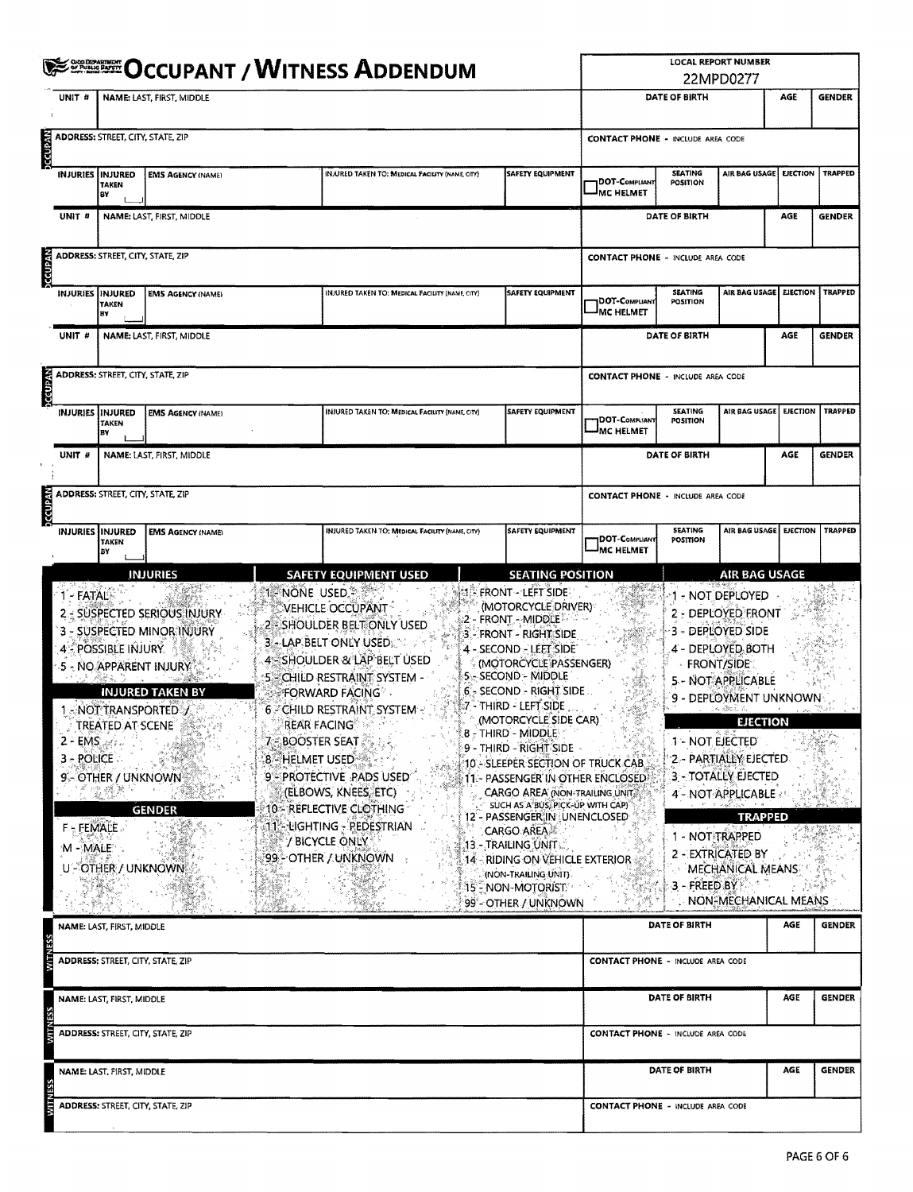# OCCUPANT / WITNESS ADDENDUM

Ohio Department of Public Safety

**LOCAL REPORT NUMBER**
22MPD0277

## OCCUPANT

| UNIT # | NAME: LAST, FIRST, MIDDLE | | | | DATE OF BIRTH | | AGE | GENDER |
|---|---|---|---|---|---|---|---|---|
| | | | | | | | | |
| ADDRESS: STREET, CITY, STATE, ZIP | | | | | CONTACT PHONE - INCLUDE AREA CODE | | | |
| | | | | | | | | |
| INJURIES | INJURED TAKEN BY | EMS AGENCY (NAME) | INJURED TAKEN TO: MEDICAL FACILITY (NAME, CITY) | SAFETY EQUIPMENT | DOT-COMPLIANT MC HELMET | SEATING POSITION | AIR BAG USAGE | EJECTION / TRAPPED |
| | | | | | | | | |

## OCCUPANT

| UNIT # | NAME: LAST, FIRST, MIDDLE | | | | DATE OF BIRTH | | AGE | GENDER |
|---|---|---|---|---|---|---|---|---|
| | | | | | | | | |
| ADDRESS: STREET, CITY, STATE, ZIP | | | | | CONTACT PHONE - INCLUDE AREA CODE | | | |
| | | | | | | | | |
| INJURIES | INJURED TAKEN BY | EMS AGENCY (NAME) | INJURED TAKEN TO: MEDICAL FACILITY (NAME, CITY) | SAFETY EQUIPMENT | DOT-COMPLIANT MC HELMET | SEATING POSITION | AIR BAG USAGE | EJECTION / TRAPPED |
| | | | | | | | | |

## OCCUPANT

| UNIT # | NAME: LAST, FIRST, MIDDLE | | | | DATE OF BIRTH | | AGE | GENDER |
|---|---|---|---|---|---|---|---|---|
| | | | | | | | | |
| ADDRESS: STREET, CITY, STATE, ZIP | | | | | CONTACT PHONE - INCLUDE AREA CODE | | | |
| | | | | | | | | |
| INJURIES | INJURED TAKEN BY | EMS AGENCY (NAME) | INJURED TAKEN TO: MEDICAL FACILITY (NAME, CITY) | SAFETY EQUIPMENT | DOT-COMPLIANT MC HELMET | SEATING POSITION | AIR BAG USAGE | EJECTION / TRAPPED |
| | | | | | | | | |

## OCCUPANT

| UNIT # | NAME: LAST, FIRST, MIDDLE | | | | DATE OF BIRTH | | AGE | GENDER |
|---|---|---|---|---|---|---|---|---|
| | | | | | | | | |
| ADDRESS: STREET, CITY, STATE, ZIP | | | | | CONTACT PHONE - INCLUDE AREA CODE | | | |
| | | | | | | | | |
| INJURIES | INJURED TAKEN BY | EMS AGENCY (NAME) | INJURED TAKEN TO: MEDICAL FACILITY (NAME, CITY) | SAFETY EQUIPMENT | DOT-COMPLIANT MC HELMET | SEATING POSITION | AIR BAG USAGE | EJECTION / TRAPPED |
| | | | | | | | | |

### INJURIES
1 - FATAL
2 - SUSPECTED SERIOUS INJURY
3 - SUSPECTED MINOR INJURY
4 - POSSIBLE INJURY
5 - NO APPARENT INJURY

### INJURED TAKEN BY
1 - NOT TRANSPORTED / TREATED AT SCENE
2 - EMS
3 - POLICE
9 - OTHER / UNKNOWN

### GENDER
F - FEMALE
M - MALE
U - OTHER / UNKNOWN

### SAFETY EQUIPMENT USED
1 - NONE USED - VEHICLE OCCUPANT
2 - SHOULDER BELT ONLY USED
3 - LAP BELT ONLY USED
4 - SHOULDER & LAP BELT USED
5 - CHILD RESTRAINT SYSTEM - FORWARD FACING
6 - CHILD RESTRAINT SYSTEM - REAR FACING
7 - BOOSTER SEAT
8 - HELMET USED
9 - PROTECTIVE PADS USED (ELBOWS, KNEES, ETC)
10 - REFLECTIVE CLOTHING
11 - LIGHTING - PEDESTRIAN / BICYCLE ONLY
99 - OTHER / UNKNOWN

### SEATING POSITION
1 - FRONT - LEFT SIDE (MOTORCYCLE DRIVER)
2 - FRONT - MIDDLE
3 - FRONT - RIGHT SIDE
4 - SECOND - LEFT SIDE (MOTORCYCLE PASSENGER)
5 - SECOND - MIDDLE
6 - SECOND - RIGHT SIDE
7 - THIRD - LEFT SIDE (MOTORCYCLE SIDE CAR)
8 - THIRD - MIDDLE
9 - THIRD - RIGHT SIDE
10 - SLEEPER SECTION OF TRUCK CAB
11 - PASSENGER IN OTHER ENCLOSED CARGO AREA (NON-TRAILING UNIT SUCH AS A BUS, PICK-UP WITH CAP)
12 - PASSENGER IN UNENCLOSED CARGO AREA
13 - TRAILING UNIT
14 - RIDING ON VEHICLE EXTERIOR (NON-TRAILING UNIT)
15 - NON-MOTORIST
99 - OTHER / UNKNOWN

### AIR BAG USAGE
1 - NOT DEPLOYED
2 - DEPLOYED FRONT
3 - DEPLOYED SIDE
4 - DEPLOYED BOTH FRONT/SIDE
5 - NOT APPLICABLE
9 - DEPLOYMENT UNKNOWN

### EJECTION
1 - NOT EJECTED
2 - PARTIALLY EJECTED
3 - TOTALLY EJECTED
4 - NOT APPLICABLE

### TRAPPED
1 - NOT TRAPPED
2 - EXTRICATED BY MECHANICAL MEANS
3 - FREED BY NON-MECHANICAL MEANS

## WITNESS

| NAME: LAST, FIRST, MIDDLE | DATE OF BIRTH | AGE | GENDER |
|---|---|---|---|
| | | | |
| ADDRESS: STREET, CITY, STATE, ZIP | CONTACT PHONE - INCLUDE AREA CODE | | |
| | | | |

## WITNESS

| NAME: LAST, FIRST, MIDDLE | DATE OF BIRTH | AGE | GENDER |
|---|---|---|---|
| | | | |
| ADDRESS: STREET, CITY, STATE, ZIP | CONTACT PHONE - INCLUDE AREA CODE | | |
| | | | |

## WITNESS

| NAME: LAST, FIRST, MIDDLE | DATE OF BIRTH | AGE | GENDER |
|---|---|---|---|
| | | | |
| ADDRESS: STREET, CITY, STATE, ZIP | CONTACT PHONE - INCLUDE AREA CODE | | |
| | | | |